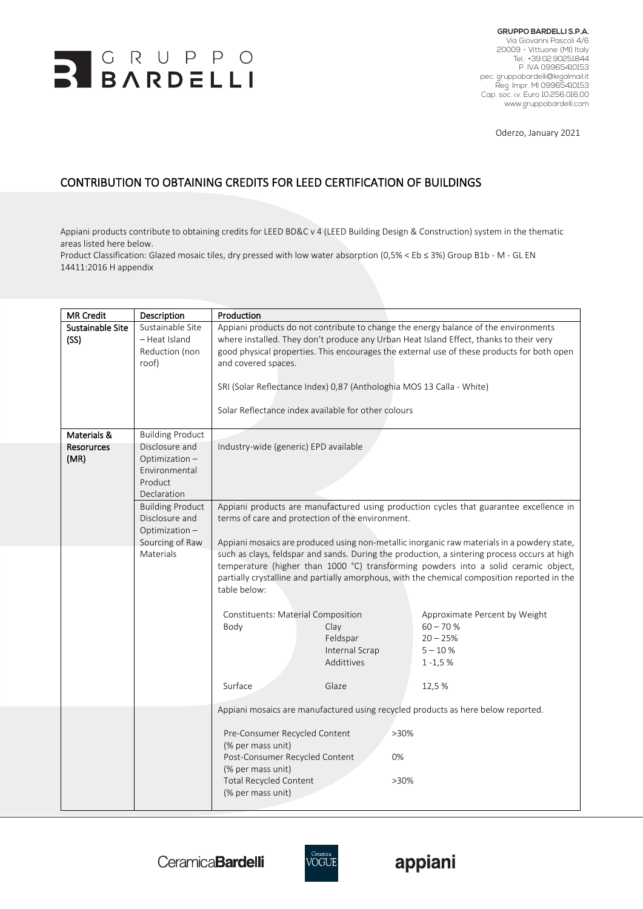**GRUPPO BARDELLI S.P.A.**
Via Giovanni Pascoli 4/6
20009 - Vittuone (MI) Italy
Tel.: +39.02.90251844
P. IVA 09965410153
pec: gruppobardelli@legalmail.it
Reg. Impr. MI 09965410153
Cap. soc. i.v. Euro 10.256.016,00
www.gruppobardelli.com

Oderzo, January 2021

## CONTRIBUTION TO OBTAINING CREDITS FOR LEED CERTIFICATION OF BUILDINGS

Appiani products contribute to obtaining credits for LEED BD&C v 4 (LEED Building Design & Construction) system in the thematic areas listed here below.
Product Classification: Glazed mosaic tiles, dry pressed with low water absorption (0,5% < Eb ≤ 3%) Group B1b - M - GL EN 14411:2016 H appendix

| MR Credit | Description | Production |
|---|---|---|
| **Sustainable Site (SS)** | Sustainable Site – Heat Island Reduction (non roof) | Appiani products do not contribute to change the energy balance of the environments where installed. They don't produce any Urban Heat Island Effect, thanks to their very good physical properties. This encourages the external use of these products for both open and covered spaces.<br><br>SRI (Solar Reflectance Index) 0,87 (Anthologhia MOS 13 Calla - White)<br><br>Solar Reflectance index available for other colours |
| **Materials & Resources (MR)** | Building Product Disclosure and Optimization – Environmental Product Declaration | Industry-wide (generic) EPD available |
| | Building Product Disclosure and Optimization – Sourcing of Raw Materials | Appiani products are manufactured using production cycles that guarantee excellence in terms of care and protection of the environment.<br><br>Appiani mosaics are produced using non-metallic inorganic raw materials in a powdery state, such as clays, feldspar and sands. During the production, a sintering process occurs at high temperature (higher than 1000 °C) transforming powders into a solid ceramic object, partially crystalline and partially amorphous, with the chemical composition reported in the table below:<br><br>Constituents: Material Composition — Approximate Percent by Weight<br>Body: Clay 60 – 70 %; Feldspar 20 – 25%; Internal Scrap 5 – 10 %; Addittives 1 -1,5 %<br>Surface: Glaze 12,5 %<br><br>Appiani mosaics are manufactured using recycled products as here below reported.<br><br>Pre-Consumer Recycled Content (% per mass unit): >30%<br>Post-Consumer Recycled Content (% per mass unit): 0%<br>Total Recycled Content (% per mass unit): >30% |

CeramicaBardelli Ceramica VOGUE appiani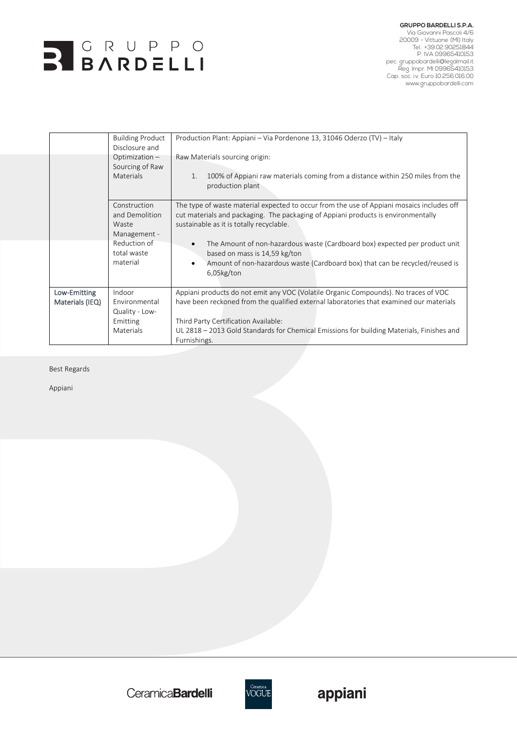| | | |
|---|---|---|
| | Building Product Disclosure and Optimization – Sourcing of Raw Materials | Production Plant: Appiani – Via Pordenone 13, 31046 Oderzo (TV) – Italy<br><br>Raw Materials sourcing origin:<br><br>1. 100% of Appiani raw materials coming from a distance within 250 miles from the production plant |
| | Construction and Demolition Waste Management - Reduction of total waste material | The type of waste material expected to occur from the use of Appiani mosaics includes off cut materials and packaging. The packaging of Appiani products is environmentally sustainable as it is totally recyclable.<br><br>• The Amount of non-hazardous waste (Cardboard box) expected per product unit based on mass is 14,59 kg/ton<br>• Amount of non-hazardous waste (Cardboard box) that can be recycled/reused is 6,05kg/ton |
| **Low-Emitting Materials (IEQ)** | Indoor Environmental Quality - Low-Emitting Materials | Appiani products do not emit any VOC (Volatile Organic Compounds). No traces of VOC have been reckoned from the qualified external laboratories that examined our materials<br><br>Third Party Certification Available:<br>UL 2818 – 2013 Gold Standards for Chemical Emissions for building Materials, Finishes and Furnishings. |

Best Regards

Appiani